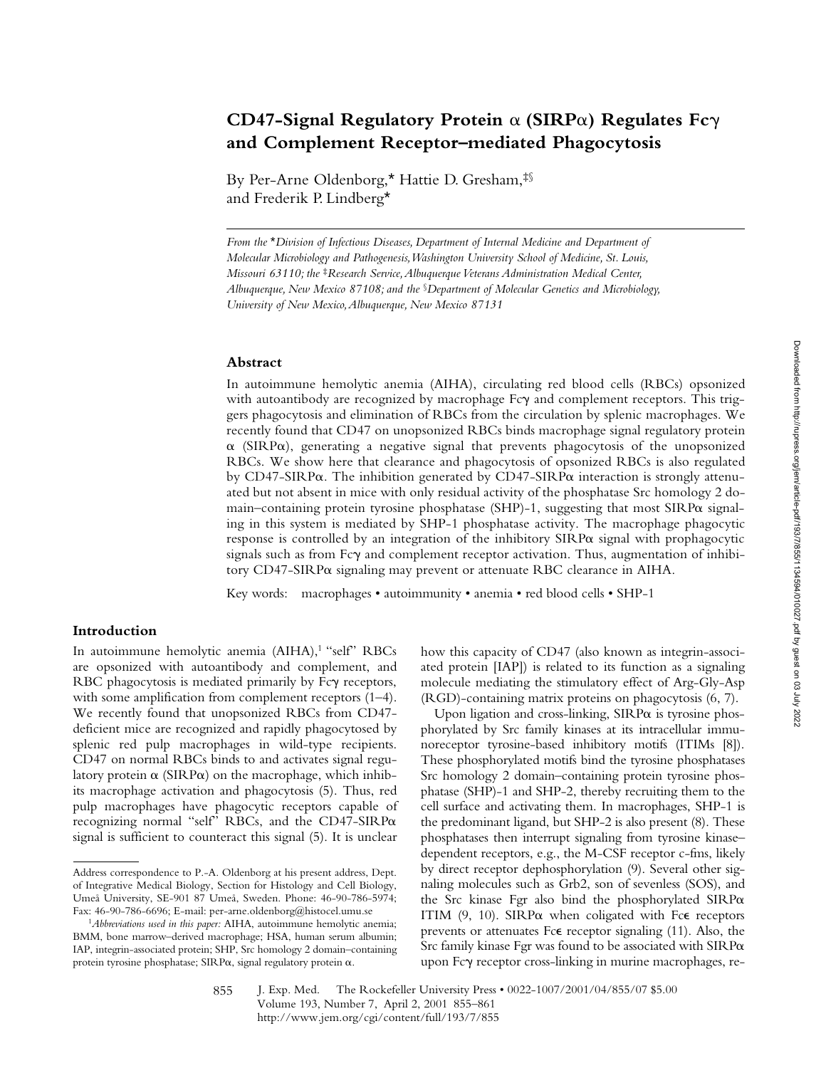# CD47-Signal Regulatory Protein α (SIRPα) Regulates Fcγ and Complement Receptor–mediated Phagocytosis

By Per-Arne Oldenborg,* Hattie D. Gresham,‡§ and Frederik P. Lindberg*

*From the \*Division of Infectious Diseases, Department of Internal Medicine and Department of Molecular Microbiology and Pathogenesis, Washington University School of Medicine, St. Louis, Missouri 63110; the ‡Research Service, Albuquerque Veterans Administration Medical Center, Albuquerque, New Mexico 87108; and the §Department of Molecular Genetics and Microbiology, University of New Mexico, Albuquerque, New Mexico 87131*

## Abstract

In autoimmune hemolytic anemia (AIHA), circulating red blood cells (RBCs) opsonized with autoantibody are recognized by macrophage Fcγ and complement receptors. This triggers phagocytosis and elimination of RBCs from the circulation by splenic macrophages. We recently found that CD47 on unopsonized RBCs binds macrophage signal regulatory protein α (SIRPα), generating a negative signal that prevents phagocytosis of the unopsonized RBCs. We show here that clearance and phagocytosis of opsonized RBCs is also regulated by CD47-SIRPα. The inhibition generated by CD47-SIRPα interaction is strongly attenuated but not absent in mice with only residual activity of the phosphatase Src homology 2 domain–containing protein tyrosine phosphatase (SHP)-1, suggesting that most SIRPα signaling in this system is mediated by SHP-1 phosphatase activity. The macrophage phagocytic response is controlled by an integration of the inhibitory SIRPα signal with prophagocytic signals such as from Fcγ and complement receptor activation. Thus, augmentation of inhibitory CD47-SIRPα signaling may prevent or attenuate RBC clearance in AIHA.

Key words: macrophages • autoimmunity • anemia • red blood cells • SHP-1

## Introduction

In autoimmune hemolytic anemia (AIHA),[1] "self" RBCs are opsonized with autoantibody and complement, and RBC phagocytosis is mediated primarily by Fcγ receptors, with some amplification from complement receptors (1–4). We recently found that unopsonized RBCs from CD47-deficient mice are recognized and rapidly phagocytosed by splenic red pulp macrophages in wild-type recipients. CD47 on normal RBCs binds to and activates signal regulatory protein α (SIRPα) on the macrophage, which inhibits macrophage activation and phagocytosis (5). Thus, red pulp macrophages have phagocytic receptors capable of recognizing normal "self" RBCs, and the CD47-SIRPα signal is sufficient to counteract this signal (5). It is unclear how this capacity of CD47 (also known as integrin-associated protein [IAP]) is related to its function as a signaling molecule mediating the stimulatory effect of Arg-Gly-Asp (RGD)-containing matrix proteins on phagocytosis (6, 7).

Upon ligation and cross-linking, SIRPα is tyrosine phosphorylated by Src family kinases at its intracellular immunoreceptor tyrosine-based inhibitory motifs (ITIMs [8]). These phosphorylated motifs bind the tyrosine phosphatases Src homology 2 domain–containing protein tyrosine phosphatase (SHP)-1 and SHP-2, thereby recruiting them to the cell surface and activating them. In macrophages, SHP-1 is the predominant ligand, but SHP-2 is also present (8). These phosphatases then interrupt signaling from tyrosine kinase–dependent receptors, e.g., the M-CSF receptor c-fms, likely by direct receptor dephosphorylation (9). Several other signaling molecules such as Grb2, son of sevenless (SOS), and the Src kinase Fgr also bind the phosphorylated SIRPα ITIM (9, 10). SIRPα when coligated with Fcε receptors prevents or attenuates Fcε receptor signaling (11). Also, the Src family kinase Fgr was found to be associated with SIRPα upon Fcγ receptor cross-linking in murine macrophages, re-

Address correspondence to P.-A. Oldenborg at his present address, Dept. of Integrative Medical Biology, Section for Histology and Cell Biology, Umeå University, SE-901 87 Umeå, Sweden. Phone: 46-90-786-5974; Fax: 46-90-786-6696; E-mail: per-arne.oldenborg@histocel.umu.se

[1] *Abbreviations used in this paper:* AIHA, autoimmune hemolytic anemia; BMM, bone marrow–derived macrophage; HSA, human serum albumin; IAP, integrin-associated protein; SHP, Src homology 2 domain–containing protein tyrosine phosphatase; SIRPα, signal regulatory protein α.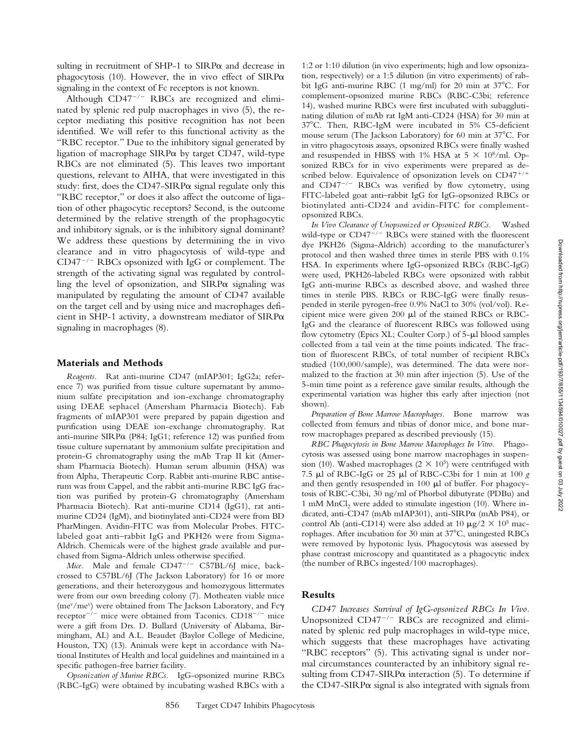sulting in recruitment of SHP-1 to SIRPα and decrease in phagocytosis (10). However, the in vivo effect of SIRPα signaling in the context of Fc receptors is not known.

Although $CD47^{-/-}$ RBCs are recognized and eliminated by splenic red pulp macrophages in vivo (5), the receptor mediating this positive recognition has not been identified. We will refer to this functional activity as the "RBC receptor." Due to the inhibitory signal generated by ligation of macrophage SIRPα by target CD47, wild-type RBCs are not eliminated (5). This leaves two important questions, relevant to AIHA, that were investigated in this study: first, does the CD47-SIRPα signal regulate only this "RBC receptor," or does it also affect the outcome of ligation of other phagocytic receptors? Second, is the outcome determined by the relative strength of the prophagocytic and inhibitory signals, or is the inhibitory signal dominant? We address these questions by determining the in vivo clearance and in vitro phagocytosis of wild-type and $CD47^{-/-}$ RBCs opsonized with IgG or complement. The strength of the activating signal was regulated by controlling the level of opsonization, and SIRPα signaling was manipulated by regulating the amount of CD47 available on the target cell and by using mice and macrophages deficient in SHP-1 activity, a downstream mediator of SIRPα signaling in macrophages (8).

## Materials and Methods

*Reagents.* Rat anti-murine CD47 (mIAP301; IgG2a; reference 7) was purified from tissue culture supernatant by ammonium sulfate precipitation and ion-exchange chromatography using DEAE sephacel (Amersham Pharmacia Biotech). Fab fragments of mIAP301 were prepared by papain digestion and purification using DEAE ion-exchange chromatography. Rat anti-murine SIRPα (P84; IgG1; reference 12) was purified from tissue culture supernatant by ammonium sulfate precipitation and protein-G chromatography using the mAb Trap II kit (Amersham Pharmacia Biotech). Human serum albumin (HSA) was from Alpha, Therapeutic Corp. Rabbit anti-murine RBC antiserum was from Cappel, and the rabbit anti-murine RBC IgG fraction was purified by protein-G chromatography (Amersham Pharmacia Biotech). Rat anti-murine CD14 (IgG1), rat anti-murine CD24 (IgM), and biotinylated anti-CD24 were from BD PharMingen. Avidin-FITC was from Molecular Probes. FITC-labeled goat anti–rabbit IgG and PKH26 were from Sigma-Aldrich. Chemicals were of the highest grade available and purchased from Sigma-Aldrich unless otherwise specified.

*Mice.* Male and female $CD47^{-/-}$ C57BL/6J mice, backcrossed to C57BL/6J (The Jackson Laboratory) for 16 or more generations, and their heterozygous and homozygous littermates were from our own breeding colony (7). Motheaten viable mice ($me^v/me^v$) were obtained from The Jackson Laboratory, and Fcγ $receptor^{-/-}$ mice were obtained from Taconics. $CD18^{-/-}$ mice were a gift from Drs. D. Bullard (University of Alabama, Birmingham, AL) and A.L. Beaudet (Baylor College of Medicine, Houston, TX) (13). Animals were kept in accordance with National Institutes of Health and local guidelines and maintained in a specific pathogen-free barrier facility.

*Opsonization of Murine RBCs.* IgG-opsonized murine RBCs (RBC-IgG) were obtained by incubating washed RBCs with a 1:2 or 1:10 dilution (in vivo experiments; high and low opsonization, respectively) or a 1:5 dilution (in vitro experiments) of rabbit IgG anti-murine RBC (1 mg/ml) for 20 min at 37°C. For complement-opsonized murine RBCs (RBC-C3bi; reference 14), washed murine RBCs were first incubated with subagglutinating dilution of mAb rat IgM anti-CD24 (HSA) for 30 min at 37°C. Then, RBC-IgM were incubated in 5% C5-deficient mouse serum (The Jackson Laboratory) for 60 min at 37°C. For in vitro phagocytosis assays, opsonized RBCs were finally washed and resuspended in HBSS with 1% HSA at $5 \times 10^8$/ml. Opsonized RBCs for in vivo experiments were prepared as described below. Equivalence of opsonization levels on $CD47^{+/+}$ and $CD47^{-/-}$ RBCs was verified by flow cytometry, using FITC-labeled goat anti–rabbit IgG for IgG-opsonized RBCs or biotinylated anti-CD24 and avidin-FITC for complement-opsonized RBCs.

*In Vivo Clearance of Unopsonized or Opsonized RBCs.* Washed wild-type or $CD47^{-/-}$ RBCs were stained with the fluorescent dye PKH26 (Sigma-Aldrich) according to the manufacturer's protocol and then washed three times in sterile PBS with 0.1% HSA. In experiments where IgG-opsonized RBCs (RBC-IgG) were used, PKH26-labeled RBCs were opsonized with rabbit IgG anti-murine RBCs as described above, and washed three times in sterile PBS. RBCs or RBC-IgG were finally resuspended in sterile pyrogen-free 0.9% NaCl to 30% (vol/vol). Recipient mice were given 200 μl of the stained RBCs or RBC-IgG and the clearance of fluorescent RBCs was followed using flow cytometry (Epics XL; Coulter Corp.) of 5-μl blood samples collected from a tail vein at the time points indicated. The fraction of fluorescent RBCs, of total number of recipient RBCs studied (100,000/sample), was determined. The data were normalized to the fraction at 30 min after injection (5). Use of the 5-min time point as a reference gave similar results, although the experimental variation was higher this early after injection (not shown).

*Preparation of Bone Marrow Macrophages.* Bone marrow was collected from femurs and tibias of donor mice, and bone marrow macrophages prepared as described previously (15).

*RBC Phagocytosis in Bone Marrow Macrophages In Vitro.* Phagocytosis was assessed using bone marrow macrophages in suspension (10). Washed macrophages ($2 \times 10^5$) were centrifuged with 7.5 μl of RBC-IgG or 25 μl of RBC-C3bi for 1 min at 100 *g* and then gently resuspended in 100 μl of buffer. For phagocytosis of RBC-C3bi, 30 ng/ml of Phorbol dibutyrate (PDBu) and 1 mM $MnCl_2$ were added to stimulate ingestion (10). Where indicated, anti-CD47 (mAb mIAP301), anti-SIRPα (mAb P84), or control Ab (anti-CD14) were also added at 10 μg/$2 \times 10^5$ macrophages. After incubation for 30 min at 37°C, uningested RBCs were removed by hypotonic lysis. Phagocytosis was assessed by phase contrast microscopy and quantitated as a phagocytic index (the number of RBCs ingested/100 macrophages).

## Results

*CD47 Increases Survival of IgG-opsonized RBCs In Vivo.* Unopsonized $CD47^{-/-}$ RBCs are recognized and eliminated by splenic red pulp macrophages in wild-type mice, which suggests that these macrophages have activating "RBC receptors" (5). This activating signal is under normal circumstances counteracted by an inhibitory signal resulting from CD47-SIRPα interaction (5). To determine if the CD47-SIRPα signal is also integrated with signals from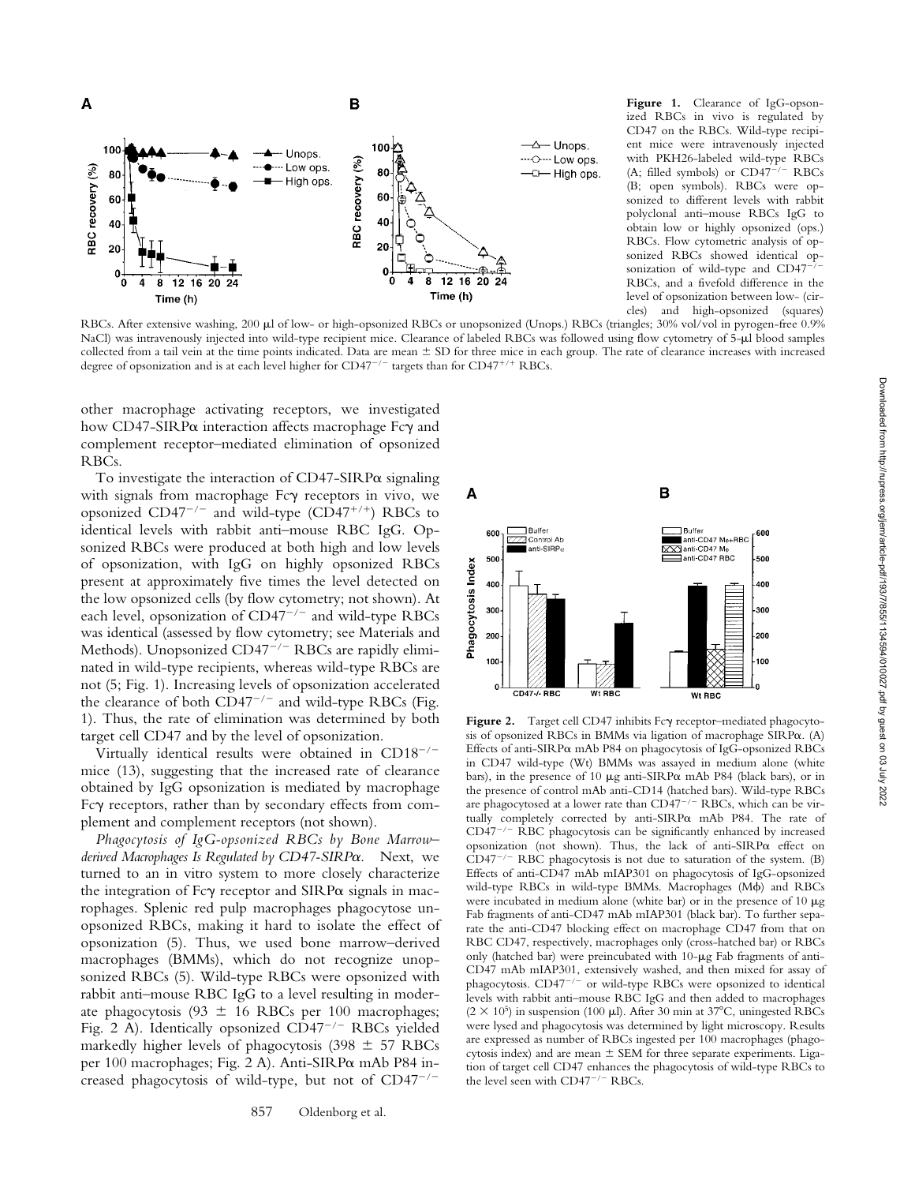**Figure 1.** Clearance of IgG-opsonized RBCs in vivo is regulated by CD47 on the RBCs. Wild-type recipient mice were intravenously injected with PKH26-labeled wild-type RBCs (A; filled symbols) or $CD47^{-/-}$ RBCs (B; open symbols). RBCs were opsonized to different levels with rabbit polyclonal anti–mouse RBCs IgG to obtain low or highly opsonized (ops.) RBCs. Flow cytometric analysis of opsonized RBCs showed identical opsonization of wild-type and $CD47^{-/-}$ RBCs, and a fivefold difference in the level of opsonization between low- (circles) and high-opsonized (squares) RBCs. After extensive washing, 200 μl of low- or high-opsonized RBCs or unopsonized (Unops.) RBCs (triangles; 30% vol/vol in pyrogen-free 0.9% NaCl) was intravenously injected into wild-type recipient mice. Clearance of labeled RBCs was followed using flow cytometry of 5-μl blood samples collected from a tail vein at the time points indicated. Data are mean ± SD for three mice in each group. The rate of clearance increases with increased degree of opsonization and is at each level higher for $CD47^{-/-}$ targets than for $CD47^{+/+}$ RBCs.

other macrophage activating receptors, we investigated how CD47-SIRPα interaction affects macrophage Fcγ and complement receptor–mediated elimination of opsonized RBCs.

To investigate the interaction of CD47-SIRPα signaling with signals from macrophage Fcγ receptors in vivo, we opsonized $CD47^{-/-}$ and wild-type ($CD47^{+/+}$) RBCs to identical levels with rabbit anti–mouse RBC IgG. Opsonized RBCs were produced at both high and low levels of opsonization, with IgG on highly opsonized RBCs present at approximately five times the level detected on the low opsonized cells (by flow cytometry; not shown). At each level, opsonization of $CD47^{-/-}$ and wild-type RBCs was identical (assessed by flow cytometry; see Materials and Methods). Unopsonized $CD47^{-/-}$ RBCs are rapidly eliminated in wild-type recipients, whereas wild-type RBCs are not (5; Fig. 1). Increasing levels of opsonization accelerated the clearance of both $CD47^{-/-}$ and wild-type RBCs (Fig. 1). Thus, the rate of elimination was determined by both target cell CD47 and by the level of opsonization.

Virtually identical results were obtained in $CD18^{-/-}$ mice (13), suggesting that the increased rate of clearance obtained by IgG opsonization is mediated by macrophage Fcγ receptors, rather than by secondary effects from complement and complement receptors (not shown).

*Phagocytosis of IgG-opsonized RBCs by Bone Marrow–derived Macrophages Is Regulated by CD47-SIRPα.* Next, we turned to an in vitro system to more closely characterize the integration of Fcγ receptor and SIRPα signals in macrophages. Splenic red pulp macrophages phagocytose unopsonized RBCs, making it hard to isolate the effect of opsonization (5). Thus, we used bone marrow–derived macrophages (BMMs), which do not recognize unopsonized RBCs (5). Wild-type RBCs were opsonized with rabbit anti–mouse RBC IgG to a level resulting in moderate phagocytosis (93 ± 16 RBCs per 100 macrophages; Fig. 2 A). Identically opsonized $CD47^{-/-}$ RBCs yielded markedly higher levels of phagocytosis (398 ± 57 RBCs per 100 macrophages; Fig. 2 A). Anti-SIRPα mAb P84 increased phagocytosis of wild-type, but not of $CD47^{-/-}$

**Figure 2.** Target cell CD47 inhibits Fcγ receptor–mediated phagocytosis of opsonized RBCs in BMMs via ligation of macrophage SIRPα. (A) Effects of anti-SIRPα mAb P84 on phagocytosis of IgG-opsonized RBCs in CD47 wild-type (Wt) BMMs was assayed in medium alone (white bars), in the presence of 10 μg anti-SIRPα mAb P84 (black bars), or in the presence of control mAb anti-CD14 (hatched bars). Wild-type RBCs are phagocytosed at a lower rate than $CD47^{-/-}$ RBCs, which can be virtually completely corrected by anti-SIRPα mAb P84. The rate of $CD47^{-/-}$ RBC phagocytosis can be significantly enhanced by increased opsonization (not shown). Thus, the lack of anti-SIRPα effect on $CD47^{-/-}$ RBC phagocytosis is not due to saturation of the system. (B) Effects of anti-CD47 mAb mIAP301 on phagocytosis of IgG-opsonized wild-type RBCs in wild-type BMMs. Macrophages (Mϕ) and RBCs were incubated in medium alone (white bar) or in the presence of 10 μg Fab fragments of anti-CD47 mAb mIAP301 (black bar). To further separate the anti-CD47 blocking effect on macrophage CD47 from that on RBC CD47, respectively, macrophages only (cross-hatched bar) or RBCs only (hatched bar) were preincubated with 10-μg Fab fragments of anti-CD47 mAb mIAP301, extensively washed, and then mixed for assay of phagocytosis. $CD47^{-/-}$ or wild-type RBCs were opsonized to identical levels with rabbit anti–mouse RBC IgG and then added to macrophages ($2 \times 10^5$) in suspension (100 μl). After 30 min at 37°C, uningested RBCs were lysed and phagocytosis was determined by light microscopy. Results are expressed as number of RBCs ingested per 100 macrophages (phagocytosis index) and are mean ± SEM for three separate experiments. Ligation of target cell CD47 enhances the phagocytosis of wild-type RBCs to the level seen with $CD47^{-/-}$ RBCs.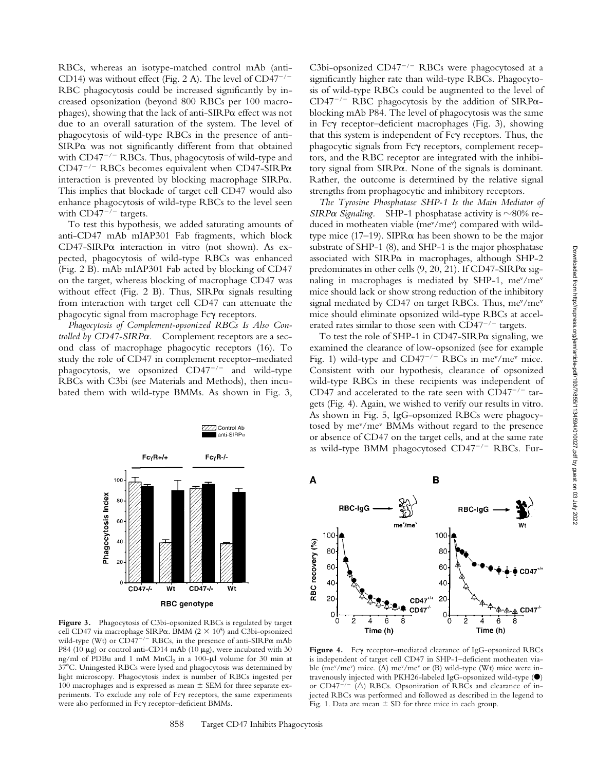RBCs, whereas an isotype-matched control mAb (anti-CD14) was without effect (Fig. 2 A). The level of $CD47^{-/-}$ RBC phagocytosis could be increased significantly by increased opsonization (beyond 800 RBCs per 100 macrophages), showing that the lack of anti-SIRPα effect was not due to an overall saturation of the system. The level of phagocytosis of wild-type RBCs in the presence of anti-SIRPα was not significantly different from that obtained with $CD47^{-/-}$ RBCs. Thus, phagocytosis of wild-type and $CD47^{-/-}$ RBCs becomes equivalent when CD47-SIRPα interaction is prevented by blocking macrophage SIRPα. This implies that blockade of target cell CD47 would also enhance phagocytosis of wild-type RBCs to the level seen with $CD47^{-/-}$ targets.

To test this hypothesis, we added saturating amounts of anti-CD47 mAb mIAP301 Fab fragments, which block CD47-SIRPα interaction in vitro (not shown). As expected, phagocytosis of wild-type RBCs was enhanced (Fig. 2 B). mAb mIAP301 Fab acted by blocking of CD47 on the target, whereas blocking of macrophage CD47 was without effect (Fig. 2 B). Thus, SIRPα signals resulting from interaction with target cell CD47 can attenuate the phagocytic signal from macrophage Fcγ receptors.

*Phagocytosis of Complement-opsonized RBCs Is Also Controlled by CD47-SIRPα.* Complement receptors are a second class of macrophage phagocytic receptors (16). To study the role of CD47 in complement receptor–mediated phagocytosis, we opsonized $CD47^{-/-}$ and wild-type RBCs with C3bi (see Materials and Methods), then incubated them with wild-type BMMs. As shown in Fig. 3, C3bi-opsonized $CD47^{-/-}$ RBCs were phagocytosed at a significantly higher rate than wild-type RBCs. Phagocytosis of wild-type RBCs could be augmented to the level of $CD47^{-/-}$ RBC phagocytosis by the addition of SIRPα-blocking mAb P84. The level of phagocytosis was the same in Fcγ receptor–deficient macrophages (Fig. 3), showing that this system is independent of Fcγ receptors. Thus, the phagocytic signals from Fcγ receptors, complement receptors, and the RBC receptor are integrated with the inhibitory signal from SIRPα. None of the signals is dominant. Rather, the outcome is determined by the relative signal strengths from prophagocytic and inhibitory receptors.

*The Tyrosine Phosphatase SHP-1 Is the Main Mediator of SIRPα Signaling.* SHP-1 phosphatase activity is ~80% reduced in motheaten viable ($me^v/me^v$) compared with wild-type mice (17–19). SIPRα has been shown to be the major substrate of SHP-1 (8), and SHP-1 is the major phosphatase associated with SIRPα in macrophages, although SHP-2 predominates in other cells (9, 20, 21). If CD47-SIRPα signaling in macrophages is mediated by SHP-1, $me^v/me^v$ mice should lack or show strong reduction of the inhibitory signal mediated by CD47 on target RBCs. Thus, $me^v/me^v$ mice should eliminate opsonized wild-type RBCs at accelerated rates similar to those seen with $CD47^{-/-}$ targets.

To test the role of SHP-1 in CD47-SIRPα signaling, we examined the clearance of low-opsonized (see for example Fig. 1) wild-type and $CD47^{-/-}$ RBCs in $me^v/me^v$ mice. Consistent with our hypothesis, clearance of opsonized wild-type RBCs in these recipients was independent of CD47 and accelerated to the rate seen with $CD47^{-/-}$ targets (Fig. 4). Again, we wished to verify our results in vitro. As shown in Fig. 5, IgG-opsonized RBCs were phagocytosed by $me^v/me^v$ BMMs without regard to the presence or absence of CD47 on the target cells, and at the same rate as wild-type BMM phagocytosed $CD47^{-/-}$ RBCs. Fur-

**Figure 3.** Phagocytosis of C3bi-opsonized RBCs is regulated by target cell CD47 via macrophage SIRPα. BMM ($2 \times 10^5$) and C3bi-opsonized wild-type (Wt) or $CD47^{-/-}$ RBCs, in the presence of anti-SIRPα mAb P84 (10 μg) or control anti-CD14 mAb (10 μg), were incubated with 30 ng/ml of PDBu and 1 mM $MnCl_2$ in a 100-μl volume for 30 min at 37°C. Uningested RBCs were lysed and phagocytosis was determined by light microscopy. Phagocytosis index is number of RBCs ingested per 100 macrophages and is expressed as mean ± SEM for three separate experiments. To exclude any role of Fcγ receptors, the same experiments were also performed in Fcγ receptor–deficient BMMs.

**Figure 4.** Fcγ receptor–mediated clearance of IgG-opsonized RBCs is independent of target cell CD47 in SHP-1–deficient motheaten viable ($me^v/me^v$) mice. (A) $me^v/me^v$ or (B) wild-type (Wt) mice were intravenously injected with PKH26-labeled IgG-opsonized wild-type (●) or $CD47^{-/-}$ (△) RBCs. Opsonization of RBCs and clearance of injected RBCs was performed and followed as described in the legend to Fig. 1. Data are mean ± SD for three mice in each group.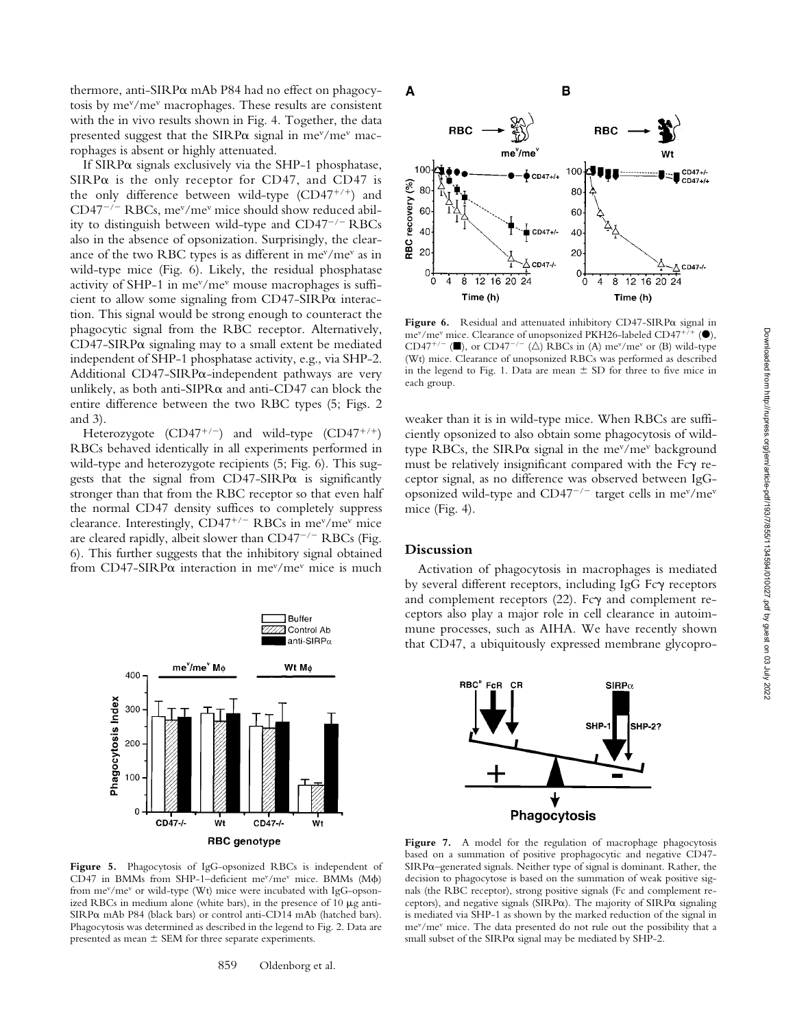thermore, anti-SIRPα mAb P84 had no effect on phagocytosis by $me^v/me^v$ macrophages. These results are consistent with the in vivo results shown in Fig. 4. Together, the data presented suggest that the SIRPα signal in $me^v/me^v$ macrophages is absent or highly attenuated.

If SIRPα signals exclusively via the SHP-1 phosphatase, SIRPα is the only receptor for CD47, and CD47 is the only difference between wild-type ($CD47^{+/+}$) and $CD47^{-/-}$ RBCs, $me^v/me^v$ mice should show reduced ability to distinguish between wild-type and $CD47^{-/-}$ RBCs also in the absence of opsonization. Surprisingly, the clearance of the two RBC types is as different in $me^v/me^v$ as in wild-type mice (Fig. 6). Likely, the residual phosphatase activity of SHP-1 in $me^v/me^v$ mouse macrophages is sufficient to allow some signaling from CD47-SIRPα interaction. This signal would be strong enough to counteract the phagocytic signal from the RBC receptor. Alternatively, CD47-SIRPα signaling may to a small extent be mediated independent of SHP-1 phosphatase activity, e.g., via SHP-2. Additional CD47-SIRPα-independent pathways are very unlikely, as both anti-SIPRα and anti-CD47 can block the entire difference between the two RBC types (5; Figs. 2 and 3).

Heterozygote ($CD47^{+/-}$) and wild-type ($CD47^{+/+}$) RBCs behaved identically in all experiments performed in wild-type and heterozygote recipients (5; Fig. 6). This suggests that the signal from CD47-SIRPα is significantly stronger than that from the RBC receptor so that even half the normal CD47 density suffices to completely suppress clearance. Interestingly, $CD47^{+/-}$ RBCs in $me^v/me^v$ mice are cleared rapidly, albeit slower than $CD47^{-/-}$ RBCs (Fig. 6). This further suggests that the inhibitory signal obtained from CD47-SIRPα interaction in $me^v/me^v$ mice is much weaker than it is in wild-type mice. When RBCs are sufficiently opsonized to also obtain some phagocytosis of wild-type RBCs, the SIRPα signal in the $me^v/me^v$ background must be relatively insignificant compared with the Fcγ receptor signal, as no difference was observed between IgG-opsonized wild-type and $CD47^{-/-}$ target cells in $me^v/me^v$ mice (Fig. 4).

**Figure 5.** Phagocytosis of IgG-opsonized RBCs is independent of CD47 in BMMs from SHP-1–deficient $me^v/me^v$ mice. BMMs (Mϕ) from $me^v/me^v$ or wild-type (Wt) mice were incubated with IgG-opsonized RBCs in medium alone (white bars), in the presence of 10 μg anti-SIRPα mAb P84 (black bars) or control anti-CD14 mAb (hatched bars). Phagocytosis was determined as described in the legend to Fig. 2. Data are presented as mean ± SEM for three separate experiments.

**Figure 6.** Residual and attenuated inhibitory CD47-SIRPα signal in $me^v/me^v$ mice. Clearance of unopsonized PKH26-labeled $CD47^{+/+}$ (●), $CD47^{+/-}$ (■), or $CD47^{-/-}$ (△) RBCs in (A) $me^v/me^v$ or (B) wild-type (Wt) mice. Clearance of unopsonized RBCs was performed as described in the legend to Fig. 1. Data are mean ± SD for three to five mice in each group.

## Discussion

Activation of phagocytosis in macrophages is mediated by several different receptors, including IgG Fcγ receptors and complement receptors (22). Fcγ and complement receptors also play a major role in cell clearance in autoimmune processes, such as AIHA. We have recently shown that CD47, a ubiquitously expressed membrane glycopro-

**Figure 7.** A model for the regulation of macrophage phagocytosis based on a summation of positive prophagocytic and negative CD47-SIRPα–generated signals. Neither type of signal is dominant. Rather, the decision to phagocytose is based on the summation of weak positive signals (the RBC receptor), strong positive signals (Fc and complement receptors), and negative signals (SIRPα). The majority of SIRPα signaling is mediated via SHP-1 as shown by the marked reduction of the signal in $me^v/me^v$ mice. The data presented do not rule out the possibility that a small subset of the SIRPα signal may be mediated by SHP-2.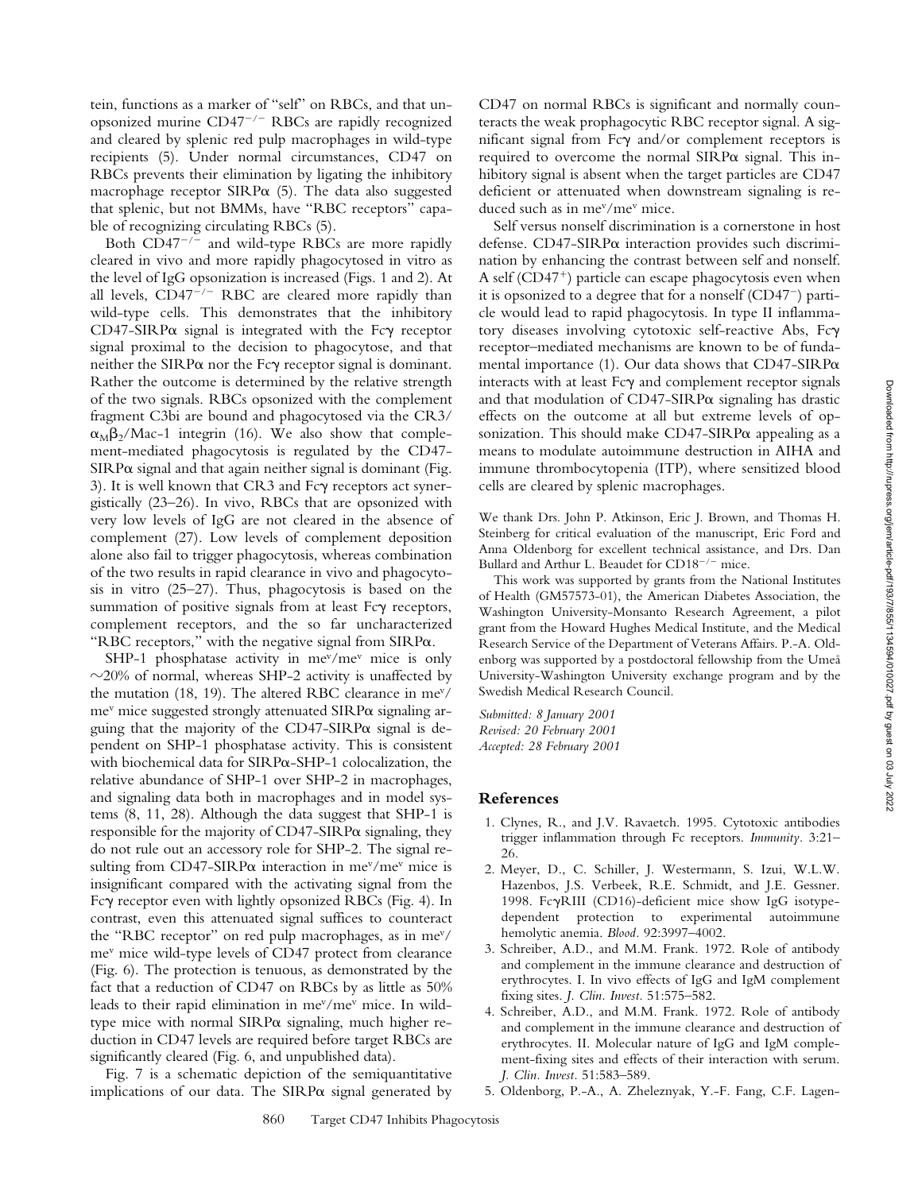tein, functions as a marker of "self" on RBCs, and that unopsonized murine CD47$^{-/-}$ RBCs are rapidly recognized and cleared by splenic red pulp macrophages in wild-type recipients (5). Under normal circumstances, CD47 on RBCs prevents their elimination by ligating the inhibitory macrophage receptor SIRPα (5). The data also suggested that splenic, but not BMMs, have "RBC receptors" capable of recognizing circulating RBCs (5).

Both CD47$^{-/-}$ and wild-type RBCs are more rapidly cleared in vivo and more rapidly phagocytosed in vitro as the level of IgG opsonization is increased (Figs. 1 and 2). At all levels, CD47$^{-/-}$ RBC are cleared more rapidly than wild-type cells. This demonstrates that the inhibitory CD47-SIRPα signal is integrated with the Fcγ receptor signal proximal to the decision to phagocytose, and that neither the SIRPα nor the Fcγ receptor signal is dominant. Rather the outcome is determined by the relative strength of the two signals. RBCs opsonized with the complement fragment C3bi are bound and phagocytosed via the CR3/$\alpha_M\beta_2$/Mac-1 integrin (16). We also show that complement-mediated phagocytosis is regulated by the CD47-SIRPα signal and that again neither signal is dominant (Fig. 3). It is well known that CR3 and Fcγ receptors act synergistically (23–26). In vivo, RBCs that are opsonized with very low levels of IgG are not cleared in the absence of complement (27). Low levels of complement deposition alone also fail to trigger phagocytosis, whereas combination of the two results in rapid clearance in vivo and phagocytosis in vitro (25–27). Thus, phagocytosis is based on the summation of positive signals from at least Fcγ receptors, complement receptors, and the so far uncharacterized "RBC receptors," with the negative signal from SIRPα.

SHP-1 phosphatase activity in me$^v$/me$^v$ mice is only ~20% of normal, whereas SHP-2 activity is unaffected by the mutation (18, 19). The altered RBC clearance in me$^v$/me$^v$ mice suggested strongly attenuated SIRPα signaling arguing that the majority of the CD47-SIRPα signal is dependent on SHP-1 phosphatase activity. This is consistent with biochemical data for SIRPα-SHP-1 colocalization, the relative abundance of SHP-1 over SHP-2 in macrophages, and signaling data both in macrophages and in model systems (8, 11, 28). Although the data suggest that SHP-1 is responsible for the majority of CD47-SIRPα signaling, they do not rule out an accessory role for SHP-2. The signal resulting from CD47-SIRPα interaction in me$^v$/me$^v$ mice is insignificant compared with the activating signal from the Fcγ receptor even with lightly opsonized RBCs (Fig. 4). In contrast, even this attenuated signal suffices to counteract the "RBC receptor" on red pulp macrophages, as in me$^v$/me$^v$ mice wild-type levels of CD47 protect from clearance (Fig. 6). The protection is tenuous, as demonstrated by the fact that a reduction of CD47 on RBCs by as little as 50% leads to their rapid elimination in me$^v$/me$^v$ mice. In wild-type mice with normal SIRPα signaling, much higher reduction in CD47 levels are required before target RBCs are significantly cleared (Fig. 6, and unpublished data).

Fig. 7 is a schematic depiction of the semiquantitative implications of our data. The SIRPα signal generated by CD47 on normal RBCs is significant and normally counteracts the weak prophagocytic RBC receptor signal. A significant signal from Fcγ and/or complement receptors is required to overcome the normal SIRPα signal. This inhibitory signal is absent when the target particles are CD47 deficient or attenuated when downstream signaling is reduced such as in me$^v$/me$^v$ mice.

Self versus nonself discrimination is a cornerstone in host defense. CD47-SIRPα interaction provides such discrimination by enhancing the contrast between self and nonself. A self (CD47$^+$) particle can escape phagocytosis even when it is opsonized to a degree that for a nonself (CD47$^-$) particle would lead to rapid phagocytosis. In type II inflammatory diseases involving cytotoxic self-reactive Abs, Fcγ receptor–mediated mechanisms are known to be of fundamental importance (1). Our data shows that CD47-SIRPα interacts with at least Fcγ and complement receptor signals and that modulation of CD47-SIRPα signaling has drastic effects on the outcome at all but extreme levels of opsonization. This should make CD47-SIRPα appealing as a means to modulate autoimmune destruction in AIHA and immune thrombocytopenia (ITP), where sensitized blood cells are cleared by splenic macrophages.

We thank Drs. John P. Atkinson, Eric J. Brown, and Thomas H. Steinberg for critical evaluation of the manuscript, Eric Ford and Anna Oldenborg for excellent technical assistance, and Drs. Dan Bullard and Arthur L. Beaudet for CD18$^{-/-}$ mice.

This work was supported by grants from the National Institutes of Health (GM57573-01), the American Diabetes Association, the Washington University-Monsanto Research Agreement, a pilot grant from the Howard Hughes Medical Institute, and the Medical Research Service of the Department of Veterans Affairs. P.-A. Oldenborg was supported by a postdoctoral fellowship from the Umeå University-Washington University exchange program and by the Swedish Medical Research Council.

*Submitted: 8 January 2001*
*Revised: 20 February 2001*
*Accepted: 28 February 2001*

## References

1. Clynes, R., and J.V. Ravaetch. 1995. Cytotoxic antibodies trigger inflammation through Fc receptors. *Immunity*. 3:21–26.
2. Meyer, D., C. Schiller, J. Westermann, S. Izui, W.L.W. Hazenbos, J.S. Verbeek, R.E. Schmidt, and J.E. Gessner. 1998. FcγRIII (CD16)-deficient mice show IgG isotype-dependent protection to experimental autoimmune hemolytic anemia. *Blood*. 92:3997–4002.
3. Schreiber, A.D., and M.M. Frank. 1972. Role of antibody and complement in the immune clearance and destruction of erythrocytes. I. In vivo effects of IgG and IgM complement fixing sites. *J. Clin. Invest.* 51:575–582.
4. Schreiber, A.D., and M.M. Frank. 1972. Role of antibody and complement in the immune clearance and destruction of erythrocytes. II. Molecular nature of IgG and IgM complement-fixing sites and effects of their interaction with serum. *J. Clin. Invest.* 51:583–589.
5. Oldenborg, P.-A., A. Zheleznyak, Y.-F. Fang, C.F. Lagen-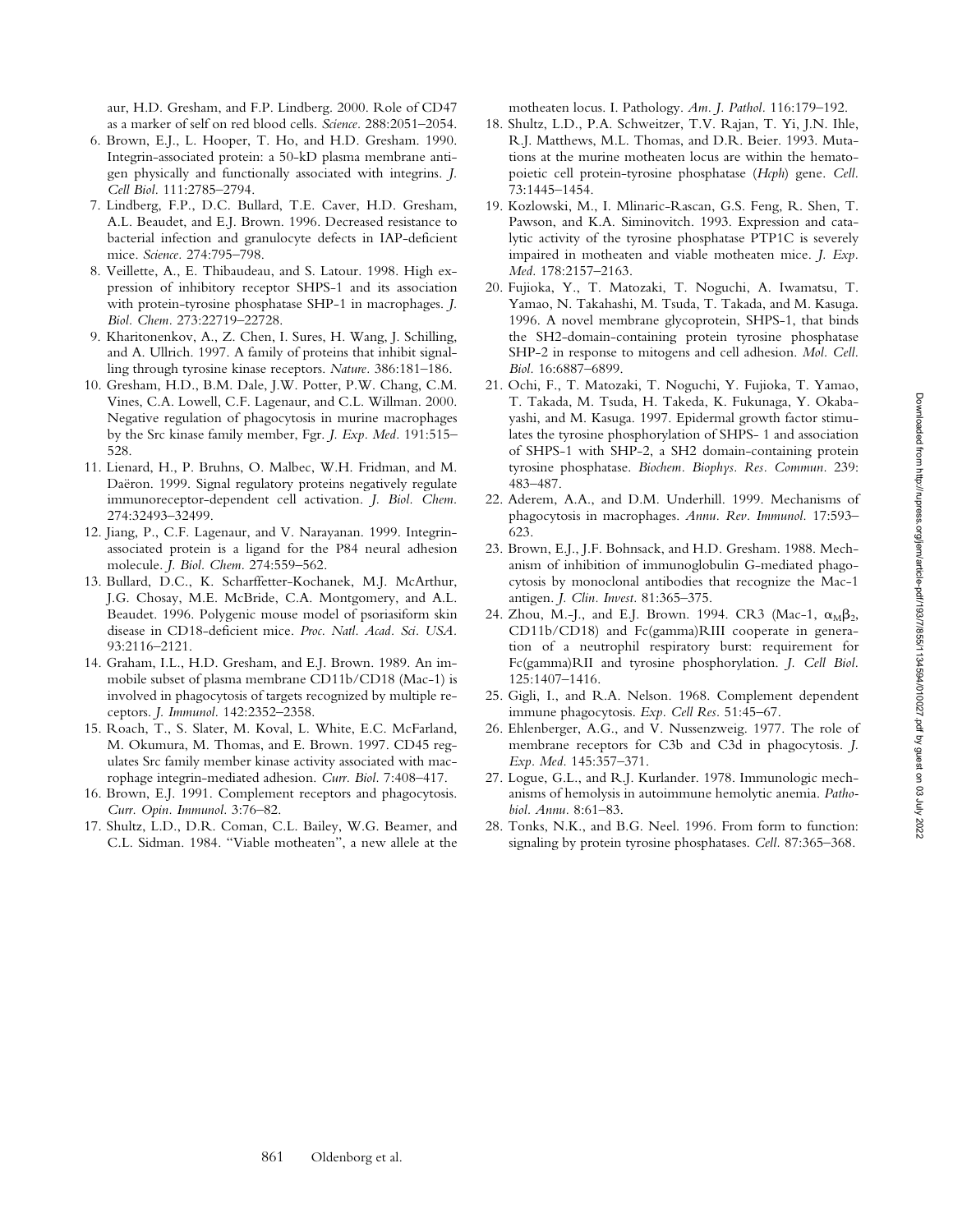aur, H.D. Gresham, and F.P. Lindberg. 2000. Role of CD47 as a marker of self on red blood cells. *Science*. 288:2051–2054.

6. Brown, E.J., L. Hooper, T. Ho, and H.D. Gresham. 1990. Integrin-associated protein: a 50-kD plasma membrane antigen physically and functionally associated with integrins. *J. Cell Biol*. 111:2785–2794.
7. Lindberg, F.P., D.C. Bullard, T.E. Caver, H.D. Gresham, A.L. Beaudet, and E.J. Brown. 1996. Decreased resistance to bacterial infection and granulocyte defects in IAP-deficient mice. *Science*. 274:795–798.
8. Veillette, A., E. Thibaudeau, and S. Latour. 1998. High expression of inhibitory receptor SHPS-1 and its association with protein-tyrosine phosphatase SHP-1 in macrophages. *J. Biol. Chem*. 273:22719–22728.
9. Kharitonenkov, A., Z. Chen, I. Sures, H. Wang, J. Schilling, and A. Ullrich. 1997. A family of proteins that inhibit signalling through tyrosine kinase receptors. *Nature*. 386:181–186.
10. Gresham, H.D., B.M. Dale, J.W. Potter, P.W. Chang, C.M. Vines, C.A. Lowell, C.F. Lagenaur, and C.L. Willman. 2000. Negative regulation of phagocytosis in murine macrophages by the Src kinase family member, Fgr. *J. Exp. Med*. 191:515–528.
11. Lienard, H., P. Bruhns, O. Malbec, W.H. Fridman, and M. Daëron. 1999. Signal regulatory proteins negatively regulate immunoreceptor-dependent cell activation. *J. Biol. Chem*. 274:32493–32499.
12. Jiang, P., C.F. Lagenaur, and V. Narayanan. 1999. Integrin-associated protein is a ligand for the P84 neural adhesion molecule. *J. Biol. Chem*. 274:559–562.
13. Bullard, D.C., K. Scharffetter-Kochanek, M.J. McArthur, J.G. Chosay, M.E. McBride, C.A. Montgomery, and A.L. Beaudet. 1996. Polygenic mouse model of psoriasiform skin disease in CD18-deficient mice. *Proc. Natl. Acad. Sci. USA*. 93:2116–2121.
14. Graham, I.L., H.D. Gresham, and E.J. Brown. 1989. An immobile subset of plasma membrane CD11b/CD18 (Mac-1) is involved in phagocytosis of targets recognized by multiple receptors. *J. Immunol*. 142:2352–2358.
15. Roach, T., S. Slater, M. Koval, L. White, E.C. McFarland, M. Okumura, M. Thomas, and E. Brown. 1997. CD45 regulates Src family member kinase activity associated with macrophage integrin-mediated adhesion. *Curr. Biol*. 7:408–417.
16. Brown, E.J. 1991. Complement receptors and phagocytosis. *Curr. Opin. Immunol*. 3:76–82.
17. Shultz, L.D., D.R. Coman, C.L. Bailey, W.G. Beamer, and C.L. Sidman. 1984. "Viable motheaten", a new allele at the motheaten locus. I. Pathology. *Am. J. Pathol*. 116:179–192.
18. Shultz, L.D., P.A. Schweitzer, T.V. Rajan, T. Yi, J.N. Ihle, R.J. Matthews, M.L. Thomas, and D.R. Beier. 1993. Mutations at the murine motheaten locus are within the hematopoietic cell protein-tyrosine phosphatase (*Hcph*) gene. *Cell*. 73:1445–1454.
19. Kozlowski, M., I. Mlinaric-Rascan, G.S. Feng, R. Shen, T. Pawson, and K.A. Siminovitch. 1993. Expression and catalytic activity of the tyrosine phosphatase PTP1C is severely impaired in motheaten and viable motheaten mice. *J. Exp. Med*. 178:2157–2163.
20. Fujioka, Y., T. Matozaki, T. Noguchi, A. Iwamatsu, T. Yamao, N. Takahashi, M. Tsuda, T. Takada, and M. Kasuga. 1996. A novel membrane glycoprotein, SHPS-1, that binds the SH2-domain-containing protein tyrosine phosphatase SHP-2 in response to mitogens and cell adhesion. *Mol. Cell. Biol*. 16:6887–6899.
21. Ochi, F., T. Matozaki, T. Noguchi, Y. Fujioka, T. Yamao, T. Takada, M. Tsuda, H. Takeda, K. Fukunaga, Y. Okabayashi, and M. Kasuga. 1997. Epidermal growth factor stimulates the tyrosine phosphorylation of SHPS- 1 and association of SHPS-1 with SHP-2, a SH2 domain-containing protein tyrosine phosphatase. *Biochem. Biophys. Res. Commun*. 239: 483–487.
22. Aderem, A.A., and D.M. Underhill. 1999. Mechanisms of phagocytosis in macrophages. *Annu. Rev. Immunol*. 17:593–623.
23. Brown, E.J., J.F. Bohnsack, and H.D. Gresham. 1988. Mechanism of inhibition of immunoglobulin G-mediated phagocytosis by monoclonal antibodies that recognize the Mac-1 antigen. *J. Clin. Invest*. 81:365–375.
24. Zhou, M.-J., and E.J. Brown. 1994. CR3 (Mac-1, $\alpha_M\beta_2$, CD11b/CD18) and Fc(gamma)RIII cooperate in generation of a neutrophil respiratory burst: requirement for Fc(gamma)RII and tyrosine phosphorylation. *J. Cell Biol*. 125:1407–1416.
25. Gigli, I., and R.A. Nelson. 1968. Complement dependent immune phagocytosis. *Exp. Cell Res*. 51:45–67.
26. Ehlenberger, A.G., and V. Nussenzweig. 1977. The role of membrane receptors for C3b and C3d in phagocytosis. *J. Exp. Med*. 145:357–371.
27. Logue, G.L., and R.J. Kurlander. 1978. Immunologic mechanisms of hemolysis in autoimmune hemolytic anemia. *Pathobiol. Annu*. 8:61–83.
28. Tonks, N.K., and B.G. Neel. 1996. From form to function: signaling by protein tyrosine phosphatases. *Cell*. 87:365–368.